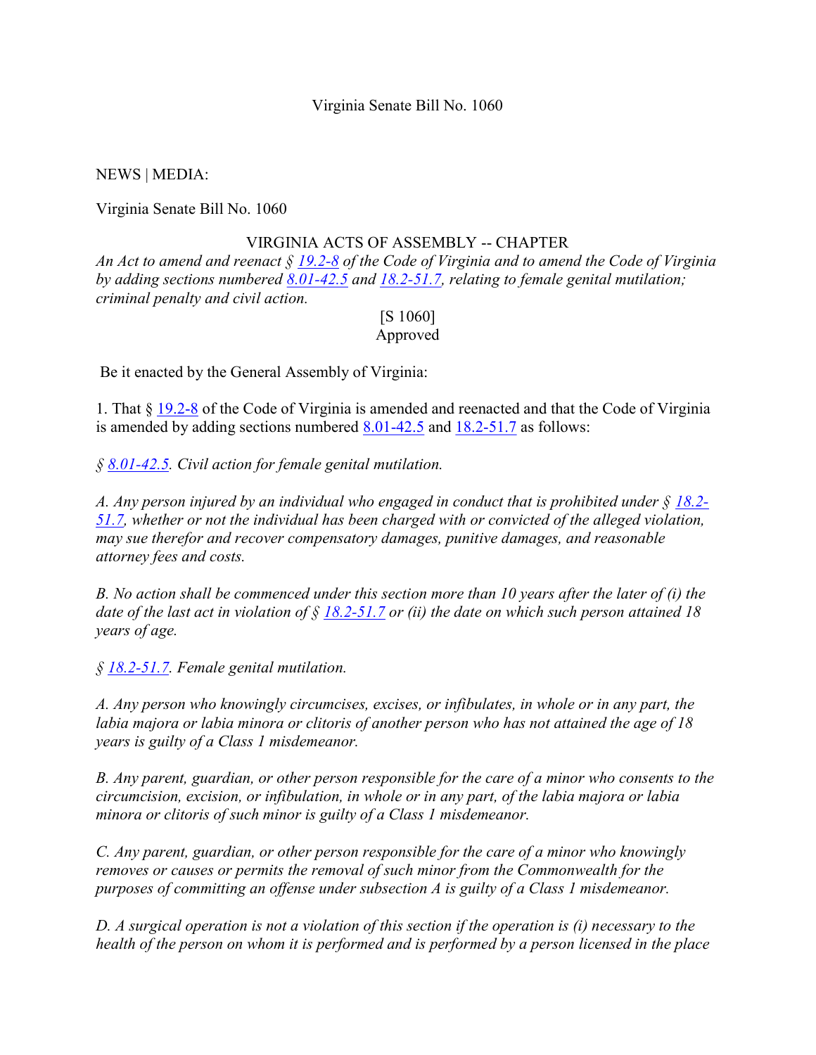Virginia Senate Bill No. 1060

NEWS | MEDIA:

Virginia Senate Bill No. 1060

VIRGINIA ACTS OF ASSEMBLY -- CHAPTER

*An Act to amend and reenact § 19.2-8 of the Code of Virginia and to amend the Code of Virginia by adding sections numbered 8.01-42.5 and 18.2-51.7, relating to female genital mutilation; criminal penalty and civil action.*

[S 1060]
Approved

Be it enacted by the General Assembly of Virginia:

1. That § 19.2-8 of the Code of Virginia is amended and reenacted and that the Code of Virginia is amended by adding sections numbered 8.01-42.5 and 18.2-51.7 as follows:

*§ 8.01-42.5. Civil action for female genital mutilation.*

*A. Any person injured by an individual who engaged in conduct that is prohibited under § 18.2-51.7, whether or not the individual has been charged with or convicted of the alleged violation, may sue therefor and recover compensatory damages, punitive damages, and reasonable attorney fees and costs.*

*B. No action shall be commenced under this section more than 10 years after the later of (i) the date of the last act in violation of § 18.2-51.7 or (ii) the date on which such person attained 18 years of age.*

*§ 18.2-51.7. Female genital mutilation.*

*A. Any person who knowingly circumcises, excises, or infibulates, in whole or in any part, the labia majora or labia minora or clitoris of another person who has not attained the age of 18 years is guilty of a Class 1 misdemeanor.*

*B. Any parent, guardian, or other person responsible for the care of a minor who consents to the circumcision, excision, or infibulation, in whole or in any part, of the labia majora or labia minora or clitoris of such minor is guilty of a Class 1 misdemeanor.*

*C. Any parent, guardian, or other person responsible for the care of a minor who knowingly removes or causes or permits the removal of such minor from the Commonwealth for the purposes of committing an offense under subsection A is guilty of a Class 1 misdemeanor.*

*D. A surgical operation is not a violation of this section if the operation is (i) necessary to the health of the person on whom it is performed and is performed by a person licensed in the place*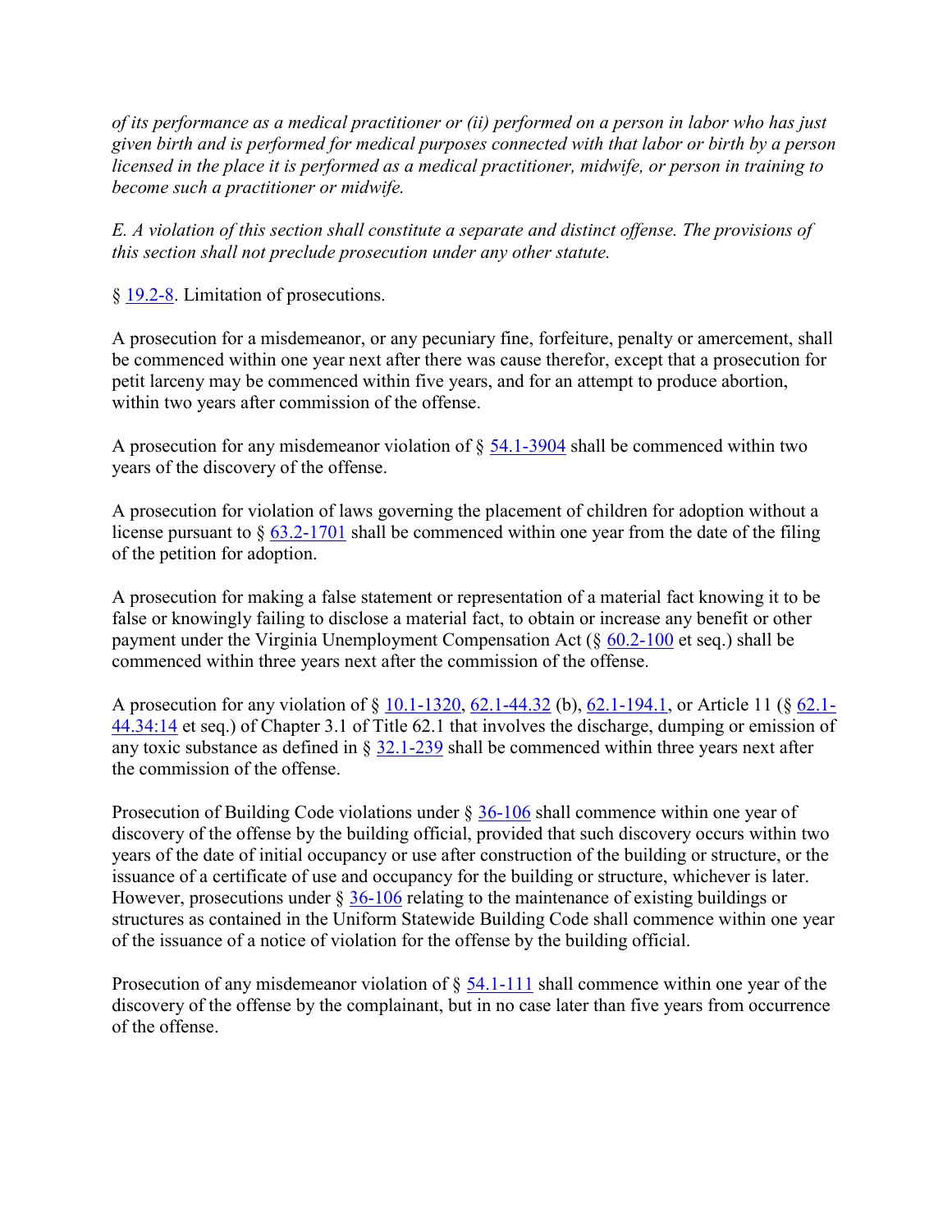*of its performance as a medical practitioner or (ii) performed on a person in labor who has just given birth and is performed for medical purposes connected with that labor or birth by a person licensed in the place it is performed as a medical practitioner, midwife, or person in training to become such a practitioner or midwife.*

*E. A violation of this section shall constitute a separate and distinct offense. The provisions of this section shall not preclude prosecution under any other statute.*

§ 19.2-8. Limitation of prosecutions.

A prosecution for a misdemeanor, or any pecuniary fine, forfeiture, penalty or amercement, shall be commenced within one year next after there was cause therefor, except that a prosecution for petit larceny may be commenced within five years, and for an attempt to produce abortion, within two years after commission of the offense.

A prosecution for any misdemeanor violation of § 54.1-3904 shall be commenced within two years of the discovery of the offense.

A prosecution for violation of laws governing the placement of children for adoption without a license pursuant to § 63.2-1701 shall be commenced within one year from the date of the filing of the petition for adoption.

A prosecution for making a false statement or representation of a material fact knowing it to be false or knowingly failing to disclose a material fact, to obtain or increase any benefit or other payment under the Virginia Unemployment Compensation Act (§ 60.2-100 et seq.) shall be commenced within three years next after the commission of the offense.

A prosecution for any violation of § 10.1-1320, 62.1-44.32 (b), 62.1-194.1, or Article 11 (§ 62.1-44.34:14 et seq.) of Chapter 3.1 of Title 62.1 that involves the discharge, dumping or emission of any toxic substance as defined in § 32.1-239 shall be commenced within three years next after the commission of the offense.

Prosecution of Building Code violations under § 36-106 shall commence within one year of discovery of the offense by the building official, provided that such discovery occurs within two years of the date of initial occupancy or use after construction of the building or structure, or the issuance of a certificate of use and occupancy for the building or structure, whichever is later. However, prosecutions under § 36-106 relating to the maintenance of existing buildings or structures as contained in the Uniform Statewide Building Code shall commence within one year of the issuance of a notice of violation for the offense by the building official.

Prosecution of any misdemeanor violation of § 54.1-111 shall commence within one year of the discovery of the offense by the complainant, but in no case later than five years from occurrence of the offense.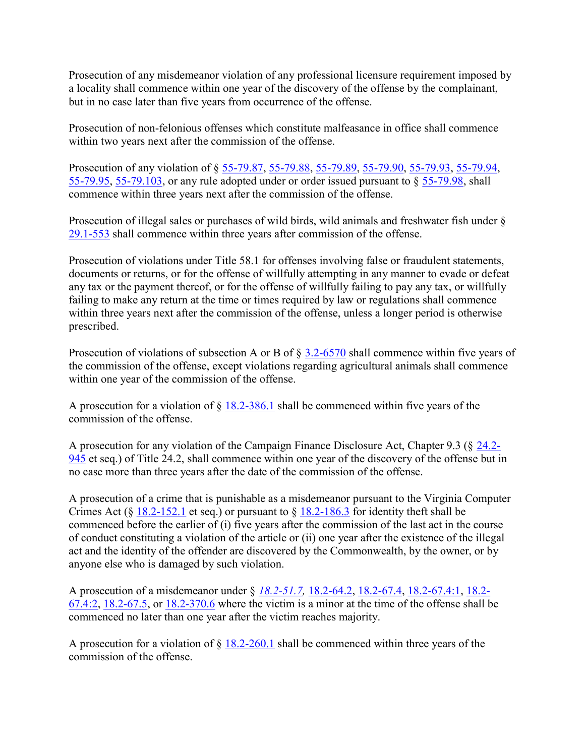Prosecution of any misdemeanor violation of any professional licensure requirement imposed by a locality shall commence within one year of the discovery of the offense by the complainant, but in no case later than five years from occurrence of the offense.

Prosecution of non-felonious offenses which constitute malfeasance in office shall commence within two years next after the commission of the offense.

Prosecution of any violation of § 55-79.87, 55-79.88, 55-79.89, 55-79.90, 55-79.93, 55-79.94, 55-79.95, 55-79.103, or any rule adopted under or order issued pursuant to § 55-79.98, shall commence within three years next after the commission of the offense.

Prosecution of illegal sales or purchases of wild birds, wild animals and freshwater fish under § 29.1-553 shall commence within three years after commission of the offense.

Prosecution of violations under Title 58.1 for offenses involving false or fraudulent statements, documents or returns, or for the offense of willfully attempting in any manner to evade or defeat any tax or the payment thereof, or for the offense of willfully failing to pay any tax, or willfully failing to make any return at the time or times required by law or regulations shall commence within three years next after the commission of the offense, unless a longer period is otherwise prescribed.

Prosecution of violations of subsection A or B of § 3.2-6570 shall commence within five years of the commission of the offense, except violations regarding agricultural animals shall commence within one year of the commission of the offense.

A prosecution for a violation of § 18.2-386.1 shall be commenced within five years of the commission of the offense.

A prosecution for any violation of the Campaign Finance Disclosure Act, Chapter 9.3 (§ 24.2-945 et seq.) of Title 24.2, shall commence within one year of the discovery of the offense but in no case more than three years after the date of the commission of the offense.

A prosecution of a crime that is punishable as a misdemeanor pursuant to the Virginia Computer Crimes Act (§ 18.2-152.1 et seq.) or pursuant to § 18.2-186.3 for identity theft shall be commenced before the earlier of (i) five years after the commission of the last act in the course of conduct constituting a violation of the article or (ii) one year after the existence of the illegal act and the identity of the offender are discovered by the Commonwealth, by the owner, or by anyone else who is damaged by such violation.

A prosecution of a misdemeanor under § *18.2-51.7,* 18.2-64.2, 18.2-67.4, 18.2-67.4:1, 18.2-67.4:2, 18.2-67.5, or 18.2-370.6 where the victim is a minor at the time of the offense shall be commenced no later than one year after the victim reaches majority.

A prosecution for a violation of § 18.2-260.1 shall be commenced within three years of the commission of the offense.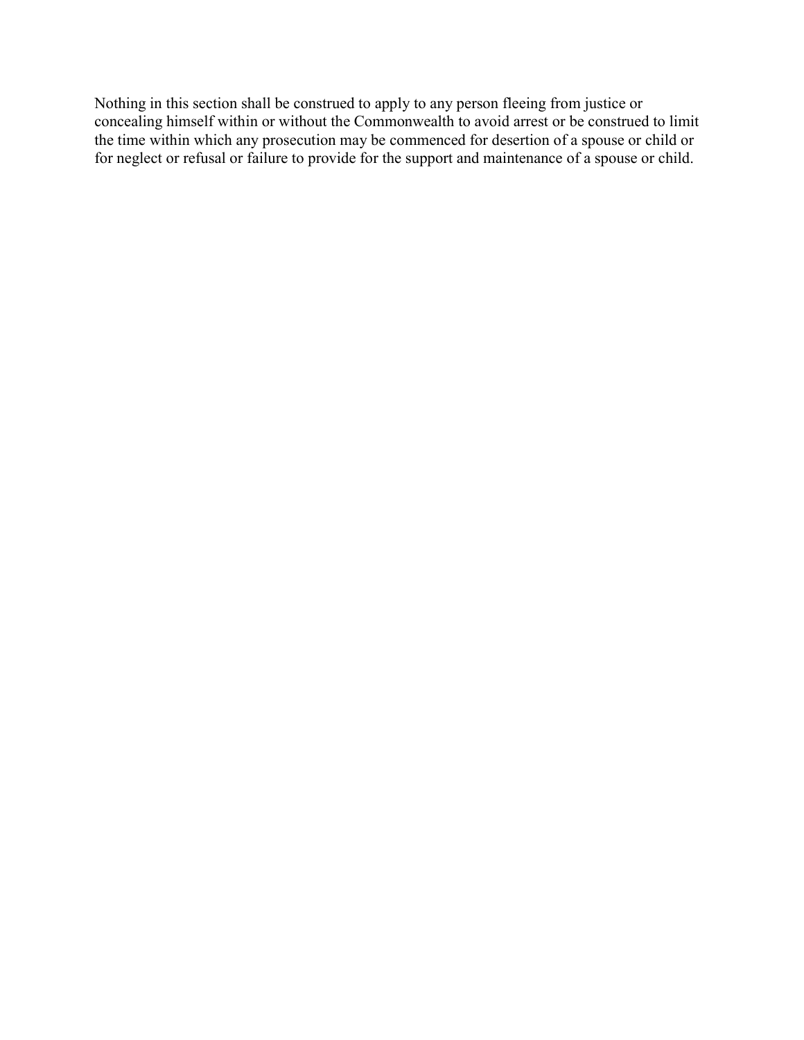Nothing in this section shall be construed to apply to any person fleeing from justice or concealing himself within or without the Commonwealth to avoid arrest or be construed to limit the time within which any prosecution may be commenced for desertion of a spouse or child or for neglect or refusal or failure to provide for the support and maintenance of a spouse or child.